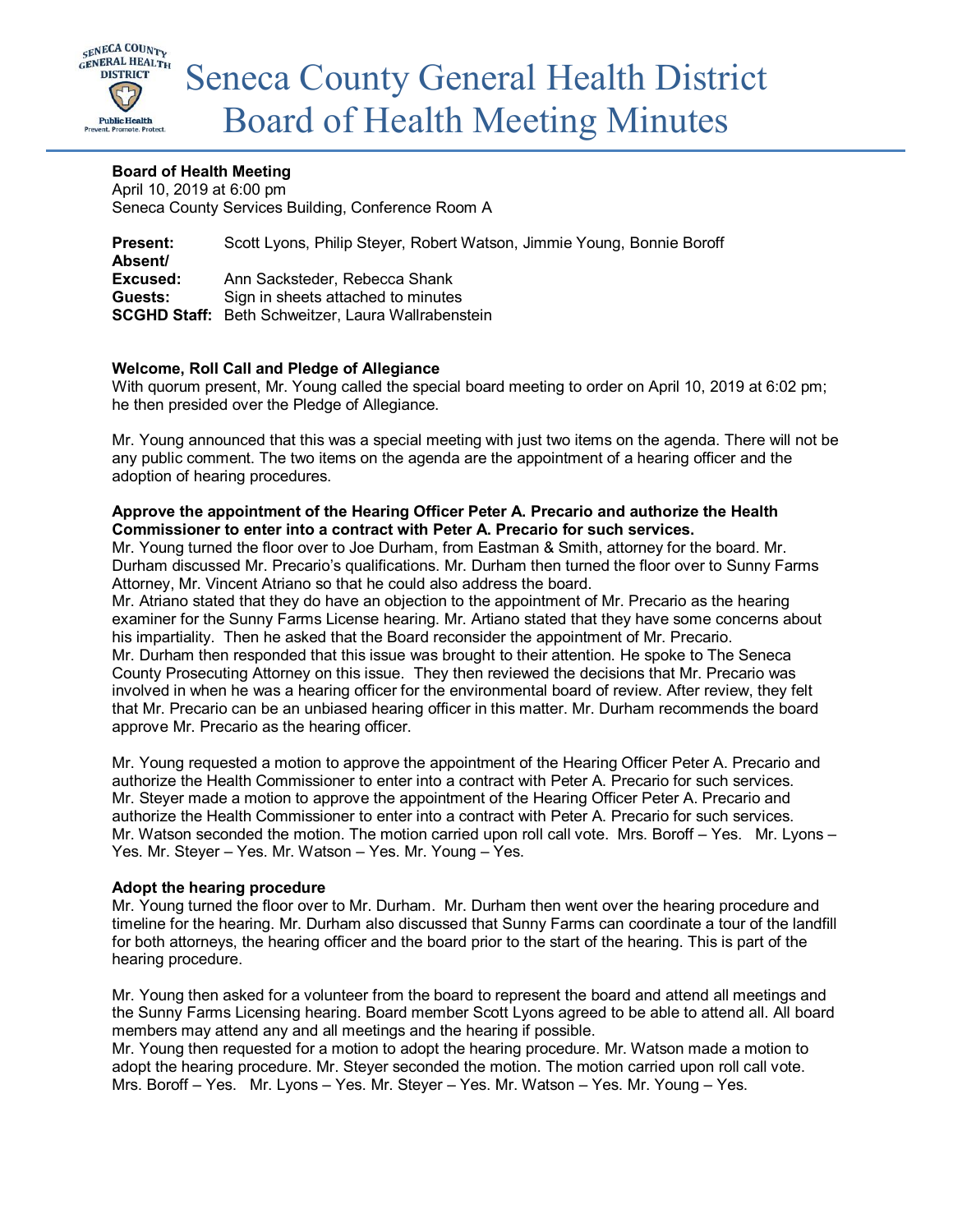# Seneca County General Health District Board of Health Meeting Minutes

**Board of Health Meeting**
April 10, 2019 at 6:00 pm
Seneca County Services Building, Conference Room A

**Present:** Scott Lyons, Philip Steyer, Robert Watson, Jimmie Young, Bonnie Boroff
**Absent/ Excused:** Ann Sacksteder, Rebecca Shank
**Guests:** Sign in sheets attached to minutes
**SCGHD Staff:** Beth Schweitzer, Laura Wallrabenstein

**Welcome, Roll Call and Pledge of Allegiance**
With quorum present, Mr. Young called the special board meeting to order on April 10, 2019 at 6:02 pm; he then presided over the Pledge of Allegiance.

Mr. Young announced that this was a special meeting with just two items on the agenda. There will not be any public comment. The two items on the agenda are the appointment of a hearing officer and the adoption of hearing procedures.

**Approve the appointment of the Hearing Officer Peter A. Precario and authorize the Health Commissioner to enter into a contract with Peter A. Precario for such services.**
Mr. Young turned the floor over to Joe Durham, from Eastman & Smith, attorney for the board. Mr. Durham discussed Mr. Precario's qualifications. Mr. Durham then turned the floor over to Sunny Farms Attorney, Mr. Vincent Atriano so that he could also address the board.
Mr. Atriano stated that they do have an objection to the appointment of Mr. Precario as the hearing examiner for the Sunny Farms License hearing. Mr. Artiano stated that they have some concerns about his impartiality. Then he asked that the Board reconsider the appointment of Mr. Precario.
Mr. Durham then responded that this issue was brought to their attention. He spoke to The Seneca County Prosecuting Attorney on this issue. They then reviewed the decisions that Mr. Precario was involved in when he was a hearing officer for the environmental board of review. After review, they felt that Mr. Precario can be an unbiased hearing officer in this matter. Mr. Durham recommends the board approve Mr. Precario as the hearing officer.

Mr. Young requested a motion to approve the appointment of the Hearing Officer Peter A. Precario and authorize the Health Commissioner to enter into a contract with Peter A. Precario for such services. Mr. Steyer made a motion to approve the appointment of the Hearing Officer Peter A. Precario and authorize the Health Commissioner to enter into a contract with Peter A. Precario for such services. Mr. Watson seconded the motion. The motion carried upon roll call vote. Mrs. Boroff – Yes. Mr. Lyons – Yes. Mr. Steyer – Yes. Mr. Watson – Yes. Mr. Young – Yes.

**Adopt the hearing procedure**
Mr. Young turned the floor over to Mr. Durham. Mr. Durham then went over the hearing procedure and timeline for the hearing. Mr. Durham also discussed that Sunny Farms can coordinate a tour of the landfill for both attorneys, the hearing officer and the board prior to the start of the hearing. This is part of the hearing procedure.

Mr. Young then asked for a volunteer from the board to represent the board and attend all meetings and the Sunny Farms Licensing hearing. Board member Scott Lyons agreed to be able to attend all. All board members may attend any and all meetings and the hearing if possible.
Mr. Young then requested for a motion to adopt the hearing procedure. Mr. Watson made a motion to adopt the hearing procedure. Mr. Steyer seconded the motion. The motion carried upon roll call vote. Mrs. Boroff – Yes. Mr. Lyons – Yes. Mr. Steyer – Yes. Mr. Watson – Yes. Mr. Young – Yes.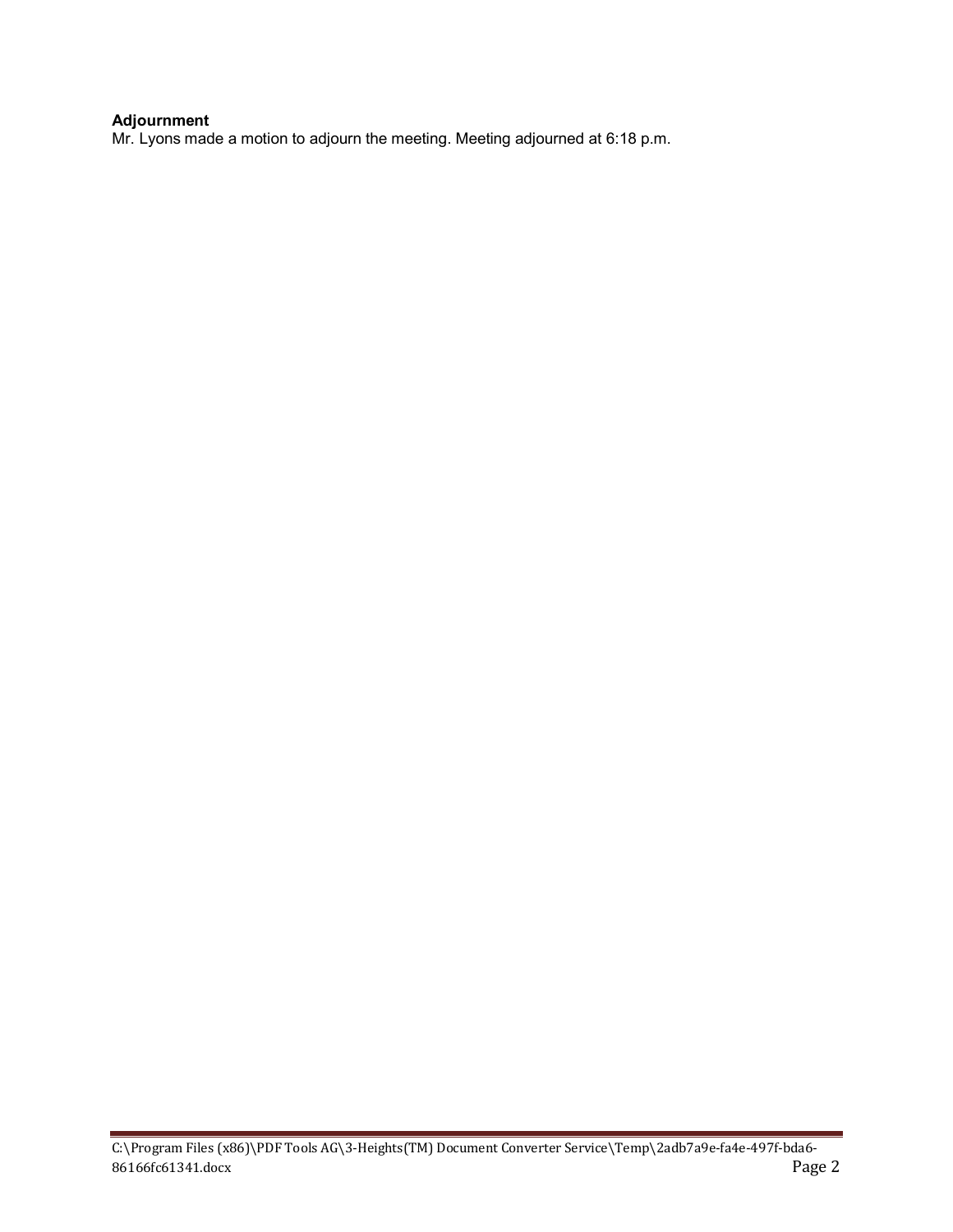**Adjournment**
Mr. Lyons made a motion to adjourn the meeting. Meeting adjourned at 6:18 p.m.